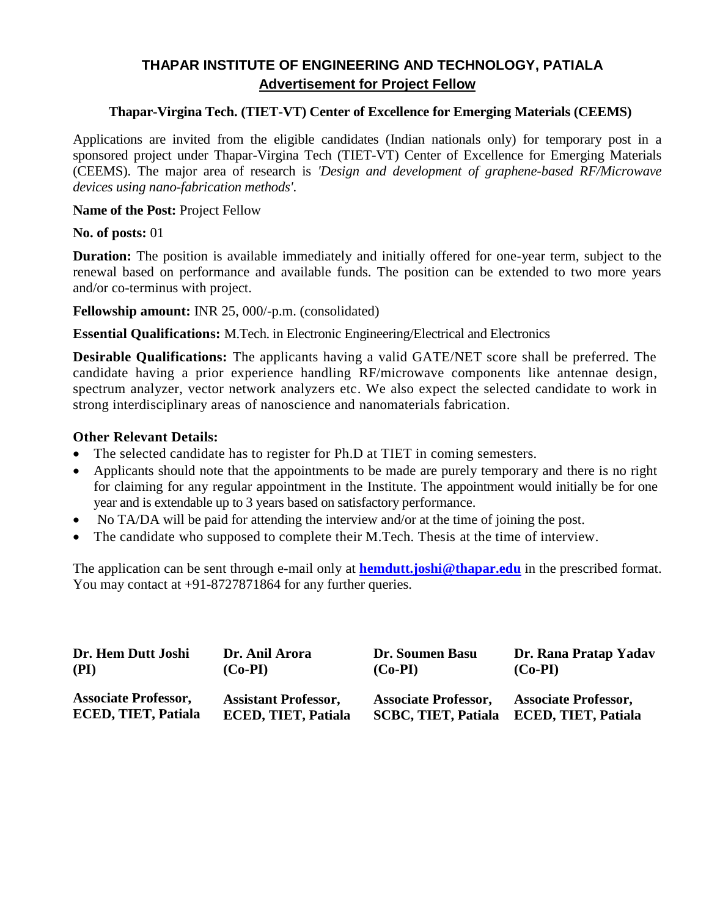# THAPAR INSTITUTE OF ENGINEERING AND TECHNOLOGY, PATIALA

## Advertisement for Project Fellow

### Thapar-Virgina Tech. (TIET-VT) Center of Excellence for Emerging Materials (CEEMS)

Applications are invited from the eligible candidates (Indian nationals only) for temporary post in a sponsored project under Thapar-Virgina Tech (TIET-VT) Center of Excellence for Emerging Materials (CEEMS). The major area of research is *'Design and development of graphene-based RF/Microwave devices using nano-fabrication methods'*.

**Name of the Post:** Project Fellow

**No. of posts:** 01

**Duration:** The position is available immediately and initially offered for one-year term, subject to the renewal based on performance and available funds. The position can be extended to two more years and/or co-terminus with project.

**Fellowship amount:** INR 25, 000/-p.m. (consolidated)

**Essential Qualifications:** M.Tech. in Electronic Engineering/Electrical and Electronics

**Desirable Qualifications:** The applicants having a valid GATE/NET score shall be preferred. The candidate having a prior experience handling RF/microwave components like antennae design, spectrum analyzer, vector network analyzers etc. We also expect the selected candidate to work in strong interdisciplinary areas of nanoscience and nanomaterials fabrication.

**Other Relevant Details:**

- The selected candidate has to register for Ph.D at TIET in coming semesters.
- Applicants should note that the appointments to be made are purely temporary and there is no right for claiming for any regular appointment in the Institute. The appointment would initially be for one year and is extendable up to 3 years based on satisfactory performance.
- No TA/DA will be paid for attending the interview and/or at the time of joining the post.
- The candidate who supposed to complete their M.Tech. Thesis at the time of interview.

The application can be sent through e-mail only at **hemdutt.joshi@thapar.edu** in the prescribed format. You may contact at +91-8727871864 for any further queries.

| **Dr. Hem Dutt Joshi (PI)** | **Dr. Anil Arora (Co-PI)** | **Dr. Soumen Basu (Co-PI)** | **Dr. Rana Pratap Yadav (Co-PI)** |
|---|---|---|---|
| **Associate Professor, ECED, TIET, Patiala** | **Assistant Professor, ECED, TIET, Patiala** | **Associate Professor, SCBC, TIET, Patiala** | **Associate Professor, ECED, TIET, Patiala** |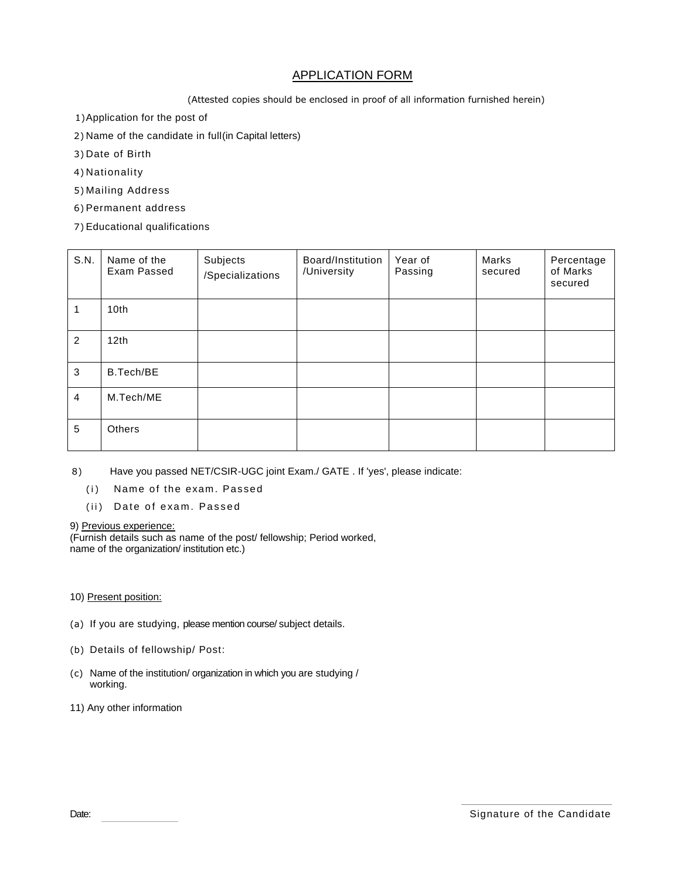# APPLICATION FORM

(Attested copies should be enclosed in proof of all information furnished herein)

1) Application for the post of

2) Name of the candidate in full(in Capital letters)

3) Date of Birth

4) Nationality

5) Mailing Address

6) Permanent address

7) Educational qualifications

| S.N. | Name of the Exam Passed | Subjects /Specializations | Board/Institution /University | Year of Passing | Marks secured | Percentage of Marks secured |
|---|---|---|---|---|---|---|
| 1 | 10th | | | | | |
| 2 | 12th | | | | | |
| 3 | B.Tech/BE | | | | | |
| 4 | M.Tech/ME | | | | | |
| 5 | Others | | | | | |

8) Have you passed NET/CSIR-UGC joint Exam./ GATE . If 'yes', please indicate:

(i) Name of the exam. Passed

(ii) Date of exam. Passed

9) Previous experience:
(Furnish details such as name of the post/ fellowship; Period worked, name of the organization/ institution etc.)

10) Present position:

(a) If you are studying, please mention course/ subject details.

(b) Details of fellowship/ Post:

(c) Name of the institution/ organization in which you are studying / working.

11) Any other information

Date:

Signature of the Candidate